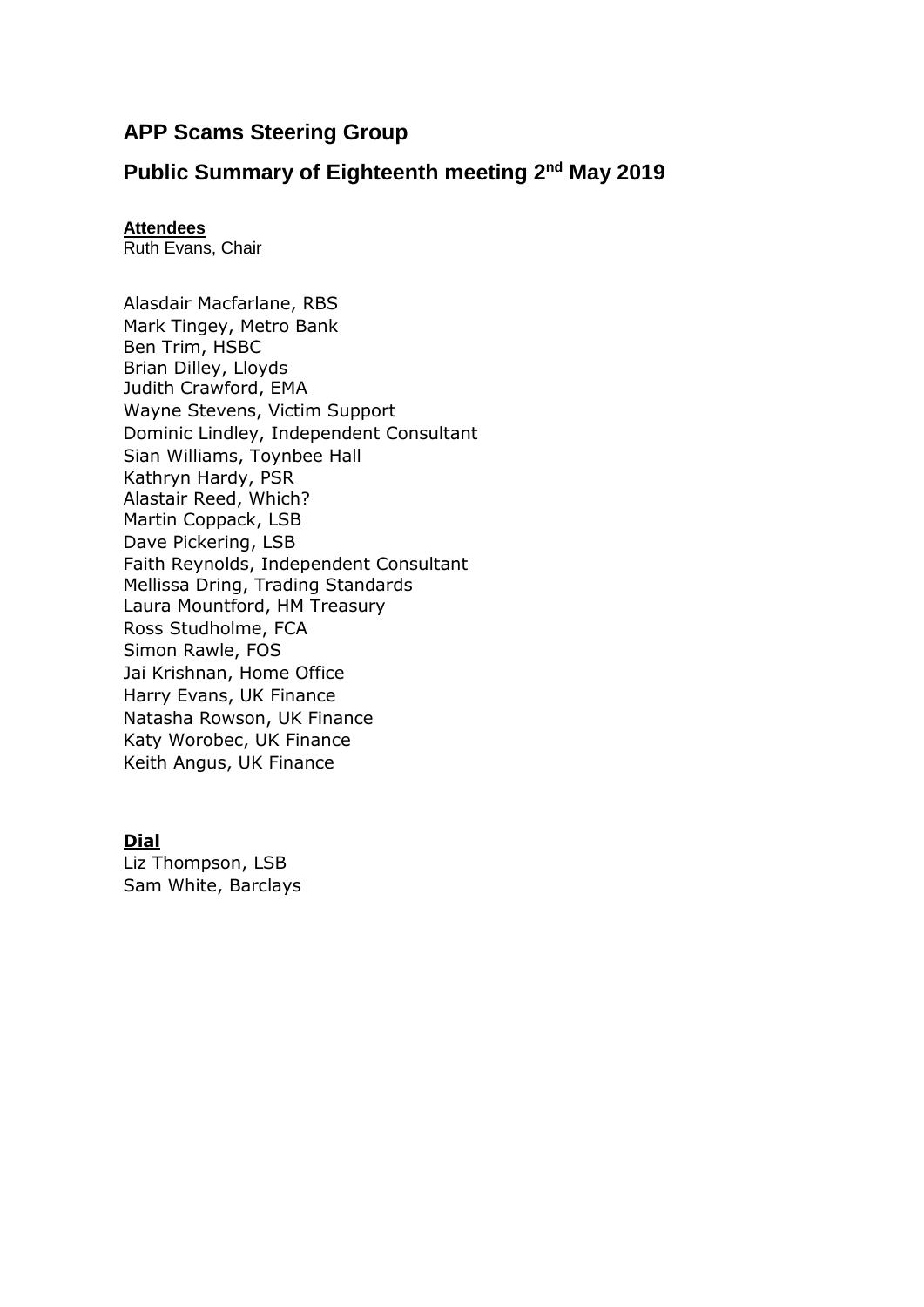# APP Scams Steering Group

## Public Summary of Eighteenth meeting 2nd May 2019

**Attendees**

Ruth Evans, Chair

Alasdair Macfarlane, RBS
Mark Tingey, Metro Bank
Ben Trim, HSBC
Brian Dilley, Lloyds
Judith Crawford, EMA
Wayne Stevens, Victim Support
Dominic Lindley, Independent Consultant
Sian Williams, Toynbee Hall
Kathryn Hardy, PSR
Alastair Reed, Which?
Martin Coppack, LSB
Dave Pickering, LSB
Faith Reynolds, Independent Consultant
Mellissa Dring, Trading Standards
Laura Mountford, HM Treasury
Ross Studholme, FCA
Simon Rawle, FOS
Jai Krishnan, Home Office
Harry Evans, UK Finance
Natasha Rowson, UK Finance
Katy Worobec, UK Finance
Keith Angus, UK Finance

**Dial**

Liz Thompson, LSB
Sam White, Barclays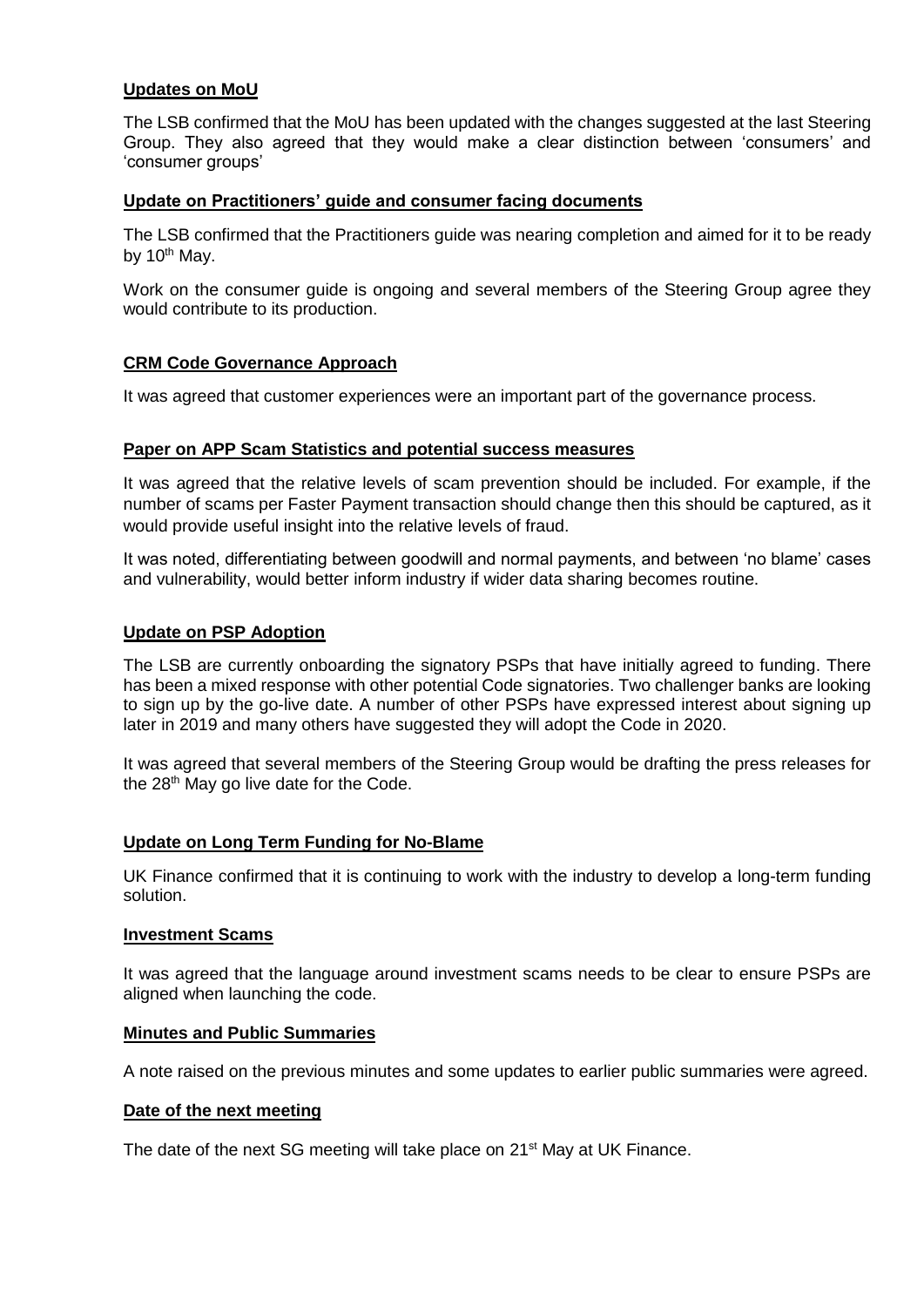**Updates on MoU**

The LSB confirmed that the MoU has been updated with the changes suggested at the last Steering Group. They also agreed that they would make a clear distinction between 'consumers' and 'consumer groups'

**Update on Practitioners' guide and consumer facing documents**

The LSB confirmed that the Practitioners guide was nearing completion and aimed for it to be ready by 10th May.

Work on the consumer guide is ongoing and several members of the Steering Group agree they would contribute to its production.

**CRM Code Governance Approach**

It was agreed that customer experiences were an important part of the governance process.

**Paper on APP Scam Statistics and potential success measures**

It was agreed that the relative levels of scam prevention should be included. For example, if the number of scams per Faster Payment transaction should change then this should be captured, as it would provide useful insight into the relative levels of fraud.

It was noted, differentiating between goodwill and normal payments, and between 'no blame' cases and vulnerability, would better inform industry if wider data sharing becomes routine.

**Update on PSP Adoption**

The LSB are currently onboarding the signatory PSPs that have initially agreed to funding. There has been a mixed response with other potential Code signatories. Two challenger banks are looking to sign up by the go-live date. A number of other PSPs have expressed interest about signing up later in 2019 and many others have suggested they will adopt the Code in 2020.

It was agreed that several members of the Steering Group would be drafting the press releases for the 28th May go live date for the Code.

**Update on Long Term Funding for No-Blame**

UK Finance confirmed that it is continuing to work with the industry to develop a long-term funding solution.

**Investment Scams**

It was agreed that the language around investment scams needs to be clear to ensure PSPs are aligned when launching the code.

**Minutes and Public Summaries**

A note raised on the previous minutes and some updates to earlier public summaries were agreed.

**Date of the next meeting**

The date of the next SG meeting will take place on 21st May at UK Finance.